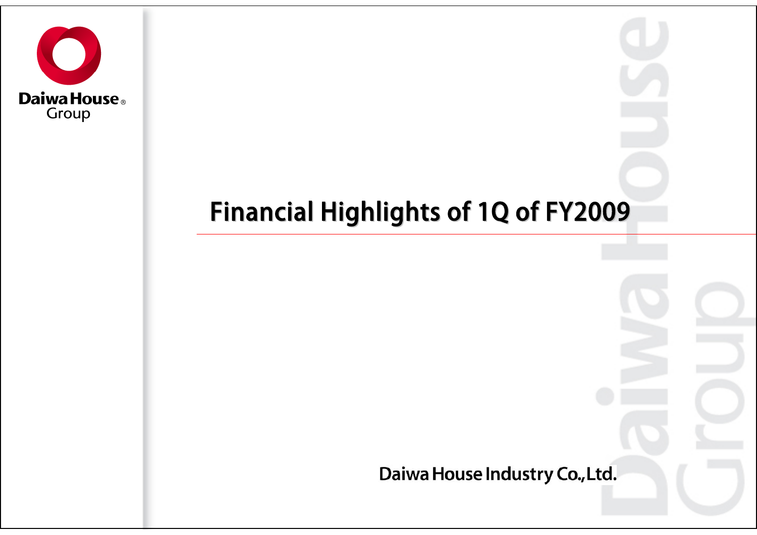# Financial Highlights of 1Q of FY2009

Daiwa House Industry Co.,Ltd.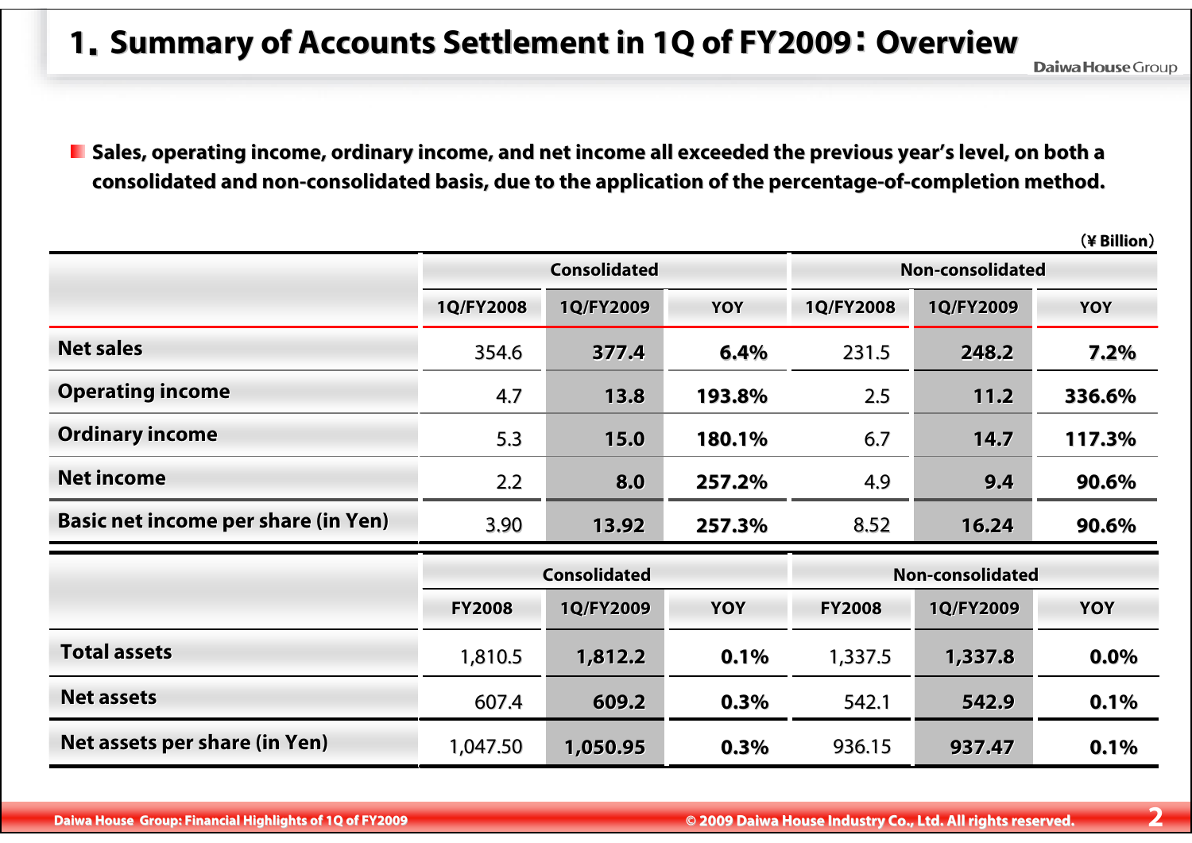# 1. Summary of Accounts Settlement in 1Q of FY2009: Overview

- **Sales, operating income, ordinary income, and net income all exceeded the previous year's level, on both a consolidated and non-consolidated basis, due to the application of the percentage-of-completion method.**

(¥ Billion)

| | Consolidated | | | Non-consolidated | | |
|---|---|---|---|---|---|---|
| | 1Q/FY2008 | 1Q/FY2009 | YOY | 1Q/FY2008 | 1Q/FY2009 | YOY |
| **Net sales** | 354.6 | **377.4** | **6.4%** | 231.5 | **248.2** | **7.2%** |
| **Operating income** | 4.7 | **13.8** | **193.8%** | 2.5 | **11.2** | **336.6%** |
| **Ordinary income** | 5.3 | **15.0** | **180.1%** | 6.7 | **14.7** | **117.3%** |
| **Net income** | 2.2 | **8.0** | **257.2%** | 4.9 | **9.4** | **90.6%** |
| **Basic net income per share (in Yen)** | 3.90 | **13.92** | **257.3%** | 8.52 | **16.24** | **90.6%** |

| | Consolidated | | | Non-consolidated | | |
|---|---|---|---|---|---|---|
| | FY2008 | 1Q/FY2009 | YOY | FY2008 | 1Q/FY2009 | YOY |
| **Total assets** | 1,810.5 | **1,812.2** | **0.1%** | 1,337.5 | **1,337.8** | **0.0%** |
| **Net assets** | 607.4 | **609.2** | **0.3%** | 542.1 | **542.9** | **0.1%** |
| **Net assets per share (in Yen)** | 1,047.50 | **1,050.95** | **0.3%** | 936.15 | **937.47** | **0.1%** |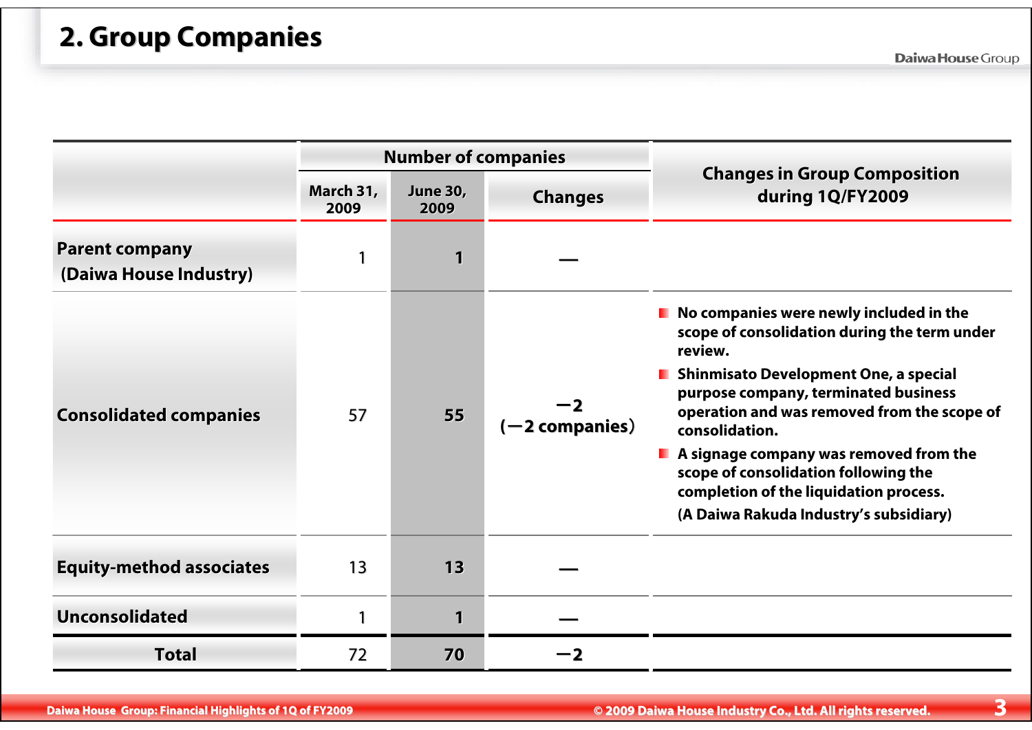## 2. Group Companies

| | Number of companies | | | Changes in Group Composition during 1Q/FY2009 |
|---|---|---|---|---|
| | March 31, 2009 | June 30, 2009 | Changes | |
| **Parent company (Daiwa House Industry)** | 1 | **1** | — | |
| **Consolidated companies** | 57 | **55** | −2 (−2 companies) | ■ No companies were newly included in the scope of consolidation during the term under review.<br>■ Shinmisato Development One, a special purpose company, terminated business operation and was removed from the scope of consolidation.<br>■ A signage company was removed from the scope of consolidation following the completion of the liquidation process. (A Daiwa Rakuda Industry's subsidiary) |
| **Equity-method associates** | 13 | **13** | — | |
| **Unconsolidated** | 1 | **1** | — | |
| **Total** | 72 | **70** | −2 | |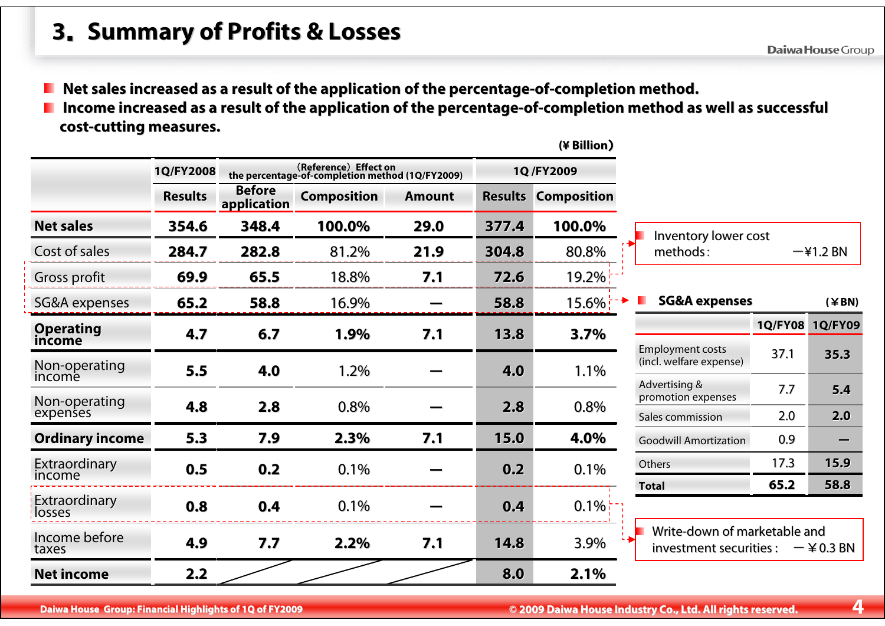# 3. Summary of Profits & Losses

- Net sales increased as a result of the application of the percentage-of-completion method.
- Income increased as a result of the application of the percentage-of-completion method as well as successful cost-cutting measures.

(¥ Billion)

| | 1Q/FY2008 | (Reference) Effect on the percentage-of-completion method (1Q/FY2009) | | | 1Q /FY2009 | |
|---|---|---|---|---|---|---|
| | Results | Before application | Composition | Amount | Results | Composition |
| **Net sales** | **354.6** | **348.4** | **100.0%** | **29.0** | **377.4** | **100.0%** |
| Cost of sales | **284.7** | **282.8** | 81.2% | **21.9** | **304.8** | 80.8% |
| Gross profit | **69.9** | **65.5** | 18.8% | **7.1** | **72.6** | 19.2% |
| SG&A expenses | **65.2** | **58.8** | 16.9% | — | **58.8** | 15.6% |
| **Operating income** | **4.7** | **6.7** | **1.9%** | **7.1** | **13.8** | **3.7%** |
| Non-operating income | **5.5** | **4.0** | 1.2% | — | **4.0** | 1.1% |
| Non-operating expenses | **4.8** | **2.8** | 0.8% | — | **2.8** | 0.8% |
| **Ordinary income** | **5.3** | **7.9** | **2.3%** | **7.1** | **15.0** | **4.0%** |
| Extraordinary income | **0.5** | **0.2** | 0.1% | — | **0.2** | 0.1% |
| Extraordinary losses | **0.8** | **0.4** | 0.1% | — | **0.4** | 0.1% |
| Income before taxes | **4.9** | **7.7** | **2.2%** | **7.1** | **14.8** | 3.9% |
| **Net income** | **2.2** | | | | **8.0** | **2.1%** |

Inventory lower cost methods: −¥1.2 BN

**SG&A expenses** (¥BN)

| | 1Q/FY08 | 1Q/FY09 |
|---|---|---|
| Employment costs (incl. welfare expense) | 37.1 | **35.3** |
| Advertising & promotion expenses | 7.7 | **5.4** |
| Sales commission | 2.0 | **2.0** |
| Goodwill Amortization | 0.9 | **—** |
| Others | 17.3 | **15.9** |
| **Total** | **65.2** | **58.8** |

Write-down of marketable and investment securities : −¥0.3 BN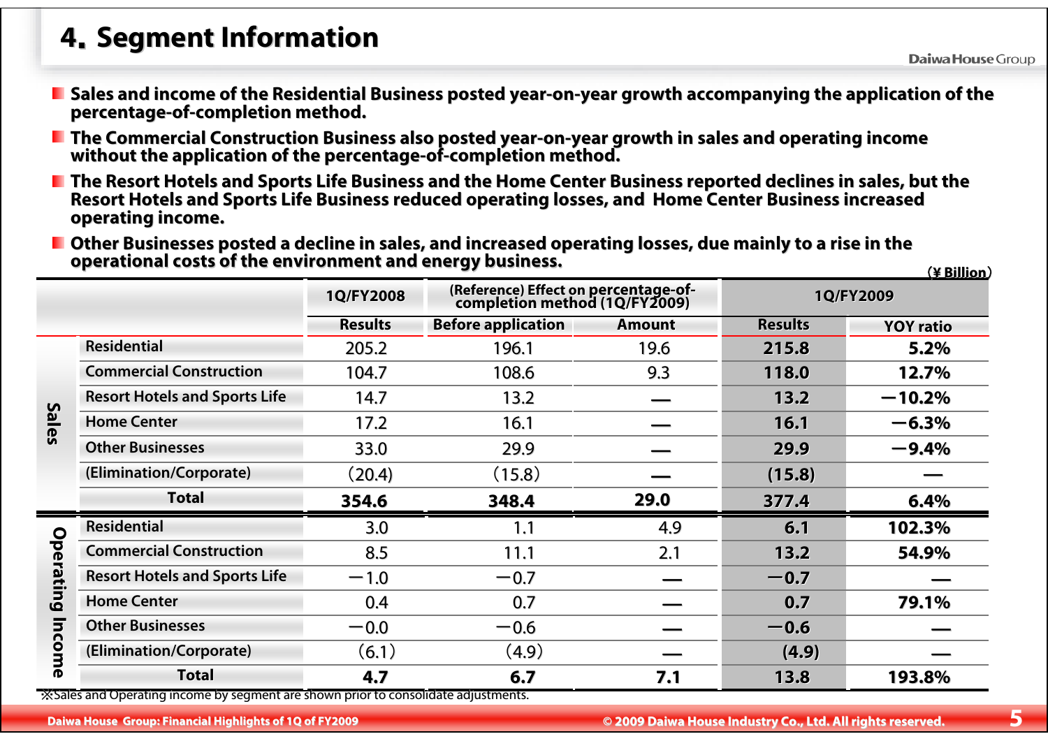# 4. Segment Information

- Sales and income of the Residential Business posted year-on-year growth accompanying the application of the percentage-of-completion method.
- The Commercial Construction Business also posted year-on-year growth in sales and operating income without the application of the percentage-of-completion method.
- The Resort Hotels and Sports Life Business and the Home Center Business reported declines in sales, but the Resort Hotels and Sports Life Business reduced operating losses, and Home Center Business increased operating income.
- Other Businesses posted a decline in sales, and increased operating losses, due mainly to a rise in the operational costs of the environment and energy business.

（¥ Billion）

| | | 1Q/FY2008 | (Reference) Effect on percentage-of-completion method (1Q/FY2009) | | 1Q/FY2009 | |
|---|---|---|---|---|---|---|
| | | Results | Before application | Amount | Results | YOY ratio |
| Sales | Residential | 205.2 | 196.1 | 19.6 | **215.8** | **5.2%** |
| | Commercial Construction | 104.7 | 108.6 | 9.3 | **118.0** | **12.7%** |
| | Resort Hotels and Sports Life | 14.7 | 13.2 | — | **13.2** | **−10.2%** |
| | Home Center | 17.2 | 16.1 | — | **16.1** | **−6.3%** |
| | Other Businesses | 33.0 | 29.9 | — | **29.9** | **−9.4%** |
| | (Elimination/Corporate) | (20.4) | (15.8) | — | **(15.8)** | — |
| | **Total** | **354.6** | **348.4** | **29.0** | **377.4** | **6.4%** |
| Operating Income | Residential | 3.0 | 1.1 | 4.9 | **6.1** | **102.3%** |
| | Commercial Construction | 8.5 | 11.1 | 2.1 | **13.2** | **54.9%** |
| | Resort Hotels and Sports Life | −1.0 | −0.7 | — | **−0.7** | — |
| | Home Center | 0.4 | 0.7 | — | **0.7** | **79.1%** |
| | Other Businesses | −0.0 | −0.6 | — | **−0.6** | — |
| | (Elimination/Corporate) | (6.1) | (4.9) | — | **(4.9)** | — |
| | **Total** | **4.7** | **6.7** | **7.1** | **13.8** | **193.8%** |

※Sales and Operating income by segment are shown prior to consolidate adjustments.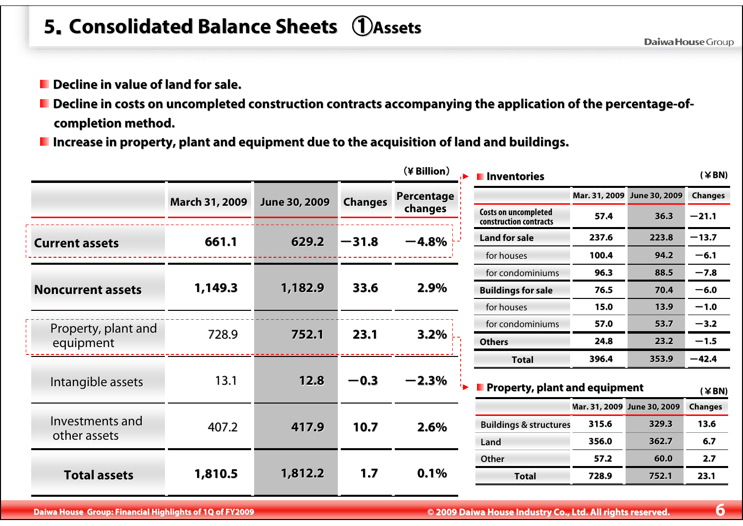# 5. Consolidated Balance Sheets ①Assets

- Decline in value of land for sale.
- Decline in costs on uncompleted construction contracts accompanying the application of the percentage-of-completion method.
- Increase in property, plant and equipment due to the acquisition of land and buildings.

(¥ Billion)

| | March 31, 2009 | June 30, 2009 | Changes | Percentage changes |
|---|---|---|---|---|
| **Current assets** | 661.1 | 629.2 | −31.8 | −4.8% |
| **Noncurrent assets** | 1,149.3 | 1,182.9 | 33.6 | 2.9% |
| Property, plant and equipment | 728.9 | 752.1 | 23.1 | 3.2% |
| Intangible assets | 13.1 | 12.8 | −0.3 | −2.3% |
| Investments and other assets | 407.2 | 417.9 | 10.7 | 2.6% |
| **Total assets** | 1,810.5 | 1,812.2 | 1.7 | 0.1% |

## Inventories

(¥BN)

| | Mar. 31, 2009 | June 30, 2009 | Changes |
|---|---|---|---|
| Costs on uncompleted construction contracts | 57.4 | 36.3 | −21.1 |
| **Land for sale** | 237.6 | 223.8 | −13.7 |
| for houses | 100.4 | 94.2 | −6.1 |
| for condominiums | 96.3 | 88.5 | −7.8 |
| **Buildings for sale** | 76.5 | 70.4 | −6.0 |
| for houses | 15.0 | 13.9 | −1.0 |
| for condominiums | 57.0 | 53.7 | −3.2 |
| **Others** | 24.8 | 23.2 | −1.5 |
| **Total** | 396.4 | 353.9 | −42.4 |

## Property, plant and equipment

(¥BN)

| | Mar. 31, 2009 | June 30, 2009 | Changes |
|---|---|---|---|
| Buildings & structures | 315.6 | 329.3 | 13.6 |
| Land | 356.0 | 362.7 | 6.7 |
| Other | 57.2 | 60.0 | 2.7 |
| **Total** | 728.9 | 752.1 | 23.1 |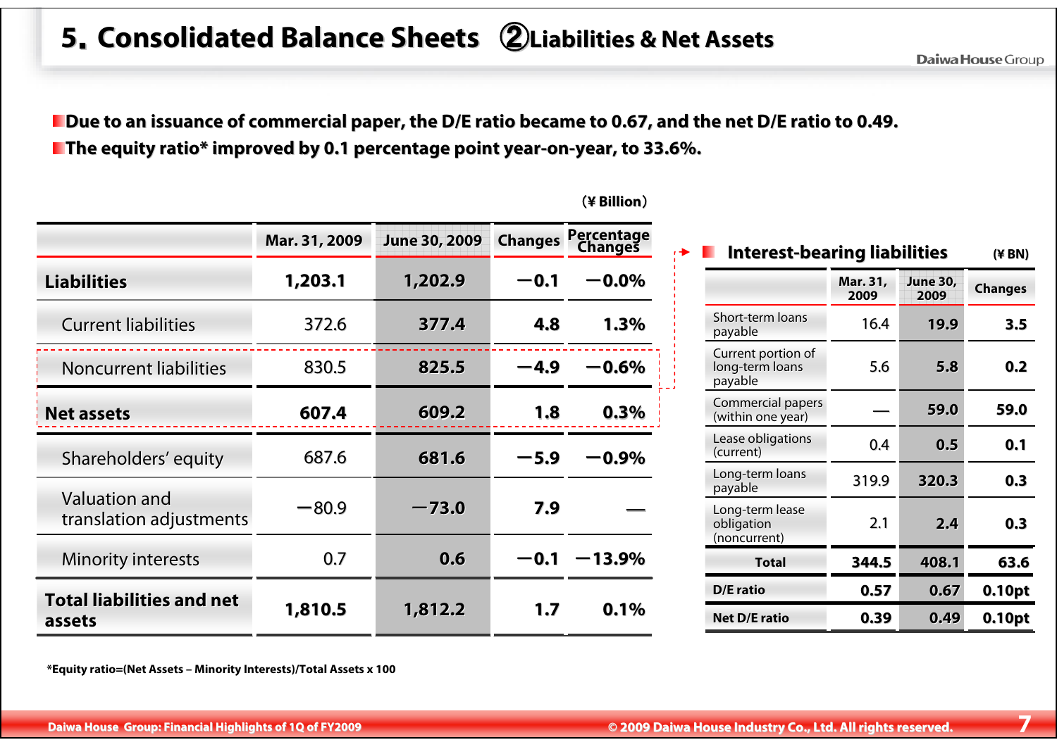# 5. Consolidated Balance Sheets ②Liabilities & Net Assets

- Due to an issuance of commercial paper, the D/E ratio became to 0.67, and the net D/E ratio to 0.49.
- The equity ratio* improved by 0.1 percentage point year-on-year, to 33.6%.

(¥ Billion)

| | Mar. 31, 2009 | June 30, 2009 | Changes | Percentage Changes |
|---|---|---|---|---|
| **Liabilities** | 1,203.1 | 1,202.9 | −0.1 | −0.0% |
| Current liabilities | 372.6 | 377.4 | 4.8 | 1.3% |
| Noncurrent liabilities | 830.5 | 825.5 | −4.9 | −0.6% |
| **Net assets** | 607.4 | 609.2 | 1.8 | 0.3% |
| Shareholders' equity | 687.6 | 681.6 | −5.9 | −0.9% |
| Valuation and translation adjustments | −80.9 | −73.0 | 7.9 | — |
| Minority interests | 0.7 | 0.6 | −0.1 | −13.9% |
| **Total liabilities and net assets** | 1,810.5 | 1,812.2 | 1.7 | 0.1% |

*Equity ratio=(Net Assets – Minority Interests)/Total Assets x 100

## Interest-bearing liabilities

(¥ BN)

| | Mar. 31, 2009 | June 30, 2009 | Changes |
|---|---|---|---|
| Short-term loans payable | 16.4 | 19.9 | 3.5 |
| Current portion of long-term loans payable | 5.6 | 5.8 | 0.2 |
| Commercial papers (within one year) | — | 59.0 | 59.0 |
| Lease obligations (current) | 0.4 | 0.5 | 0.1 |
| Long-term loans payable | 319.9 | 320.3 | 0.3 |
| Long-term lease obligation (noncurrent) | 2.1 | 2.4 | 0.3 |
| **Total** | 344.5 | 408.1 | 63.6 |
| D/E ratio | 0.57 | 0.67 | 0.10pt |
| Net D/E ratio | 0.39 | 0.49 | 0.10pt |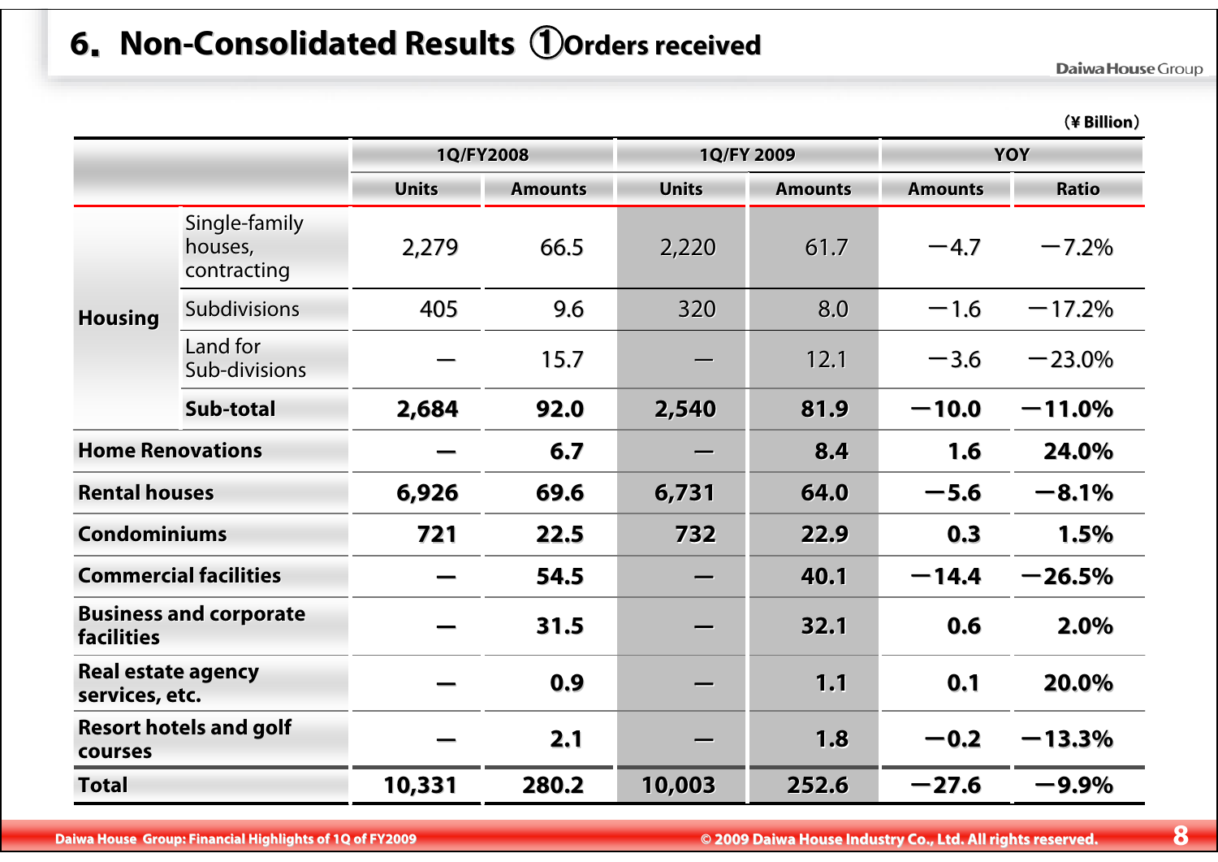# 6. Non-Consolidated Results ①Orders received

(¥ Billion)

| | | 1Q/FY2008 | | 1Q/FY 2009 | | YOY | |
|---|---|---|---|---|---|---|---|
| | | Units | Amounts | Units | Amounts | Amounts | Ratio |
| Housing | Single-family houses, contracting | 2,279 | 66.5 | 2,220 | 61.7 | −4.7 | −7.2% |
| | Subdivisions | 405 | 9.6 | 320 | 8.0 | −1.6 | −17.2% |
| | Land for Sub-divisions | — | 15.7 | — | 12.1 | −3.6 | −23.0% |
| | **Sub-total** | **2,684** | **92.0** | **2,540** | **81.9** | **−10.0** | **−11.0%** |
| **Home Renovations** | | **—** | **6.7** | **—** | **8.4** | **1.6** | **24.0%** |
| **Rental houses** | | **6,926** | **69.6** | **6,731** | **64.0** | **−5.6** | **−8.1%** |
| **Condominiums** | | **721** | **22.5** | **732** | **22.9** | **0.3** | **1.5%** |
| **Commercial facilities** | | **—** | **54.5** | **—** | **40.1** | **−14.4** | **−26.5%** |
| **Business and corporate facilities** | | **—** | **31.5** | **—** | **32.1** | **0.6** | **2.0%** |
| **Real estate agency services, etc.** | | **—** | **0.9** | **—** | **1.1** | **0.1** | **20.0%** |
| **Resort hotels and golf courses** | | **—** | **2.1** | **—** | **1.8** | **−0.2** | **−13.3%** |
| **Total** | | **10,331** | **280.2** | **10,003** | **252.6** | **−27.6** | **−9.9%** |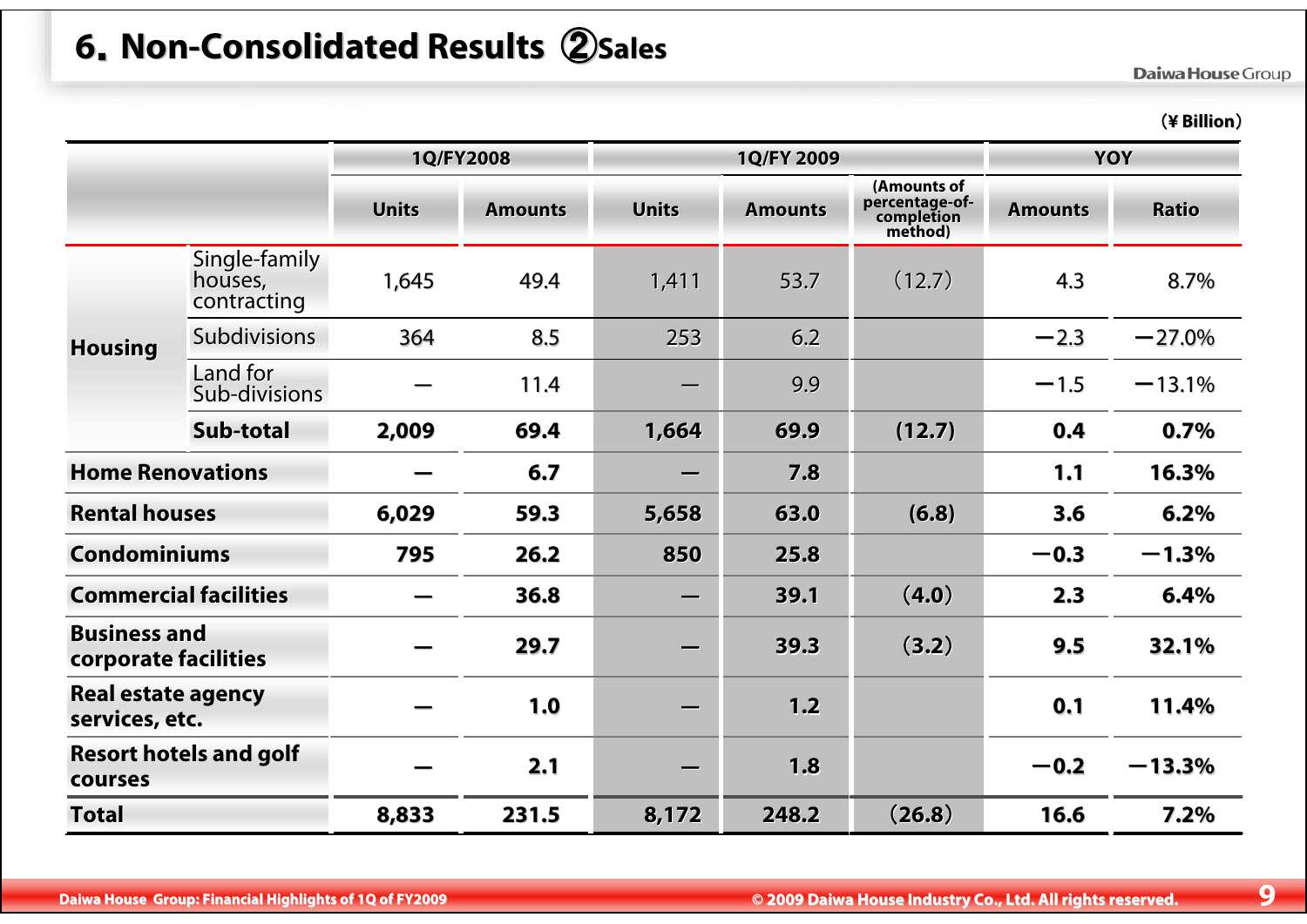# 6. Non-Consolidated Results ②Sales

(¥ Billion)

| | | 1Q/FY2008 | | 1Q/FY 2009 | | | YOY | |
|---|---|---|---|---|---|---|---|---|
| | | Units | Amounts | Units | Amounts | (Amounts of percentage-of-completion method) | Amounts | Ratio |
| Housing | Single-family houses, contracting | 1,645 | 49.4 | 1,411 | 53.7 | (12.7) | 4.3 | 8.7% |
| | Subdivisions | 364 | 8.5 | 253 | 6.2 | | −2.3 | −27.0% |
| | Land for Sub-divisions | — | 11.4 | — | 9.9 | | −1.5 | −13.1% |
| | **Sub-total** | **2,009** | **69.4** | **1,664** | **69.9** | **(12.7)** | **0.4** | **0.7%** |
| **Home Renovations** | | **—** | **6.7** | **—** | **7.8** | | **1.1** | **16.3%** |
| **Rental houses** | | **6,029** | **59.3** | **5,658** | **63.0** | **(6.8)** | **3.6** | **6.2%** |
| **Condominiums** | | **795** | **26.2** | **850** | **25.8** | | **−0.3** | **−1.3%** |
| **Commercial facilities** | | **—** | **36.8** | **—** | **39.1** | **(4.0)** | **2.3** | **6.4%** |
| **Business and corporate facilities** | | **—** | **29.7** | **—** | **39.3** | **(3.2)** | **9.5** | **32.1%** |
| **Real estate agency services, etc.** | | **—** | **1.0** | **—** | **1.2** | | **0.1** | **11.4%** |
| **Resort hotels and golf courses** | | **—** | **2.1** | **—** | **1.8** | | **−0.2** | **−13.3%** |
| **Total** | | **8,833** | **231.5** | **8,172** | **248.2** | **(26.8)** | **16.6** | **7.2%** |